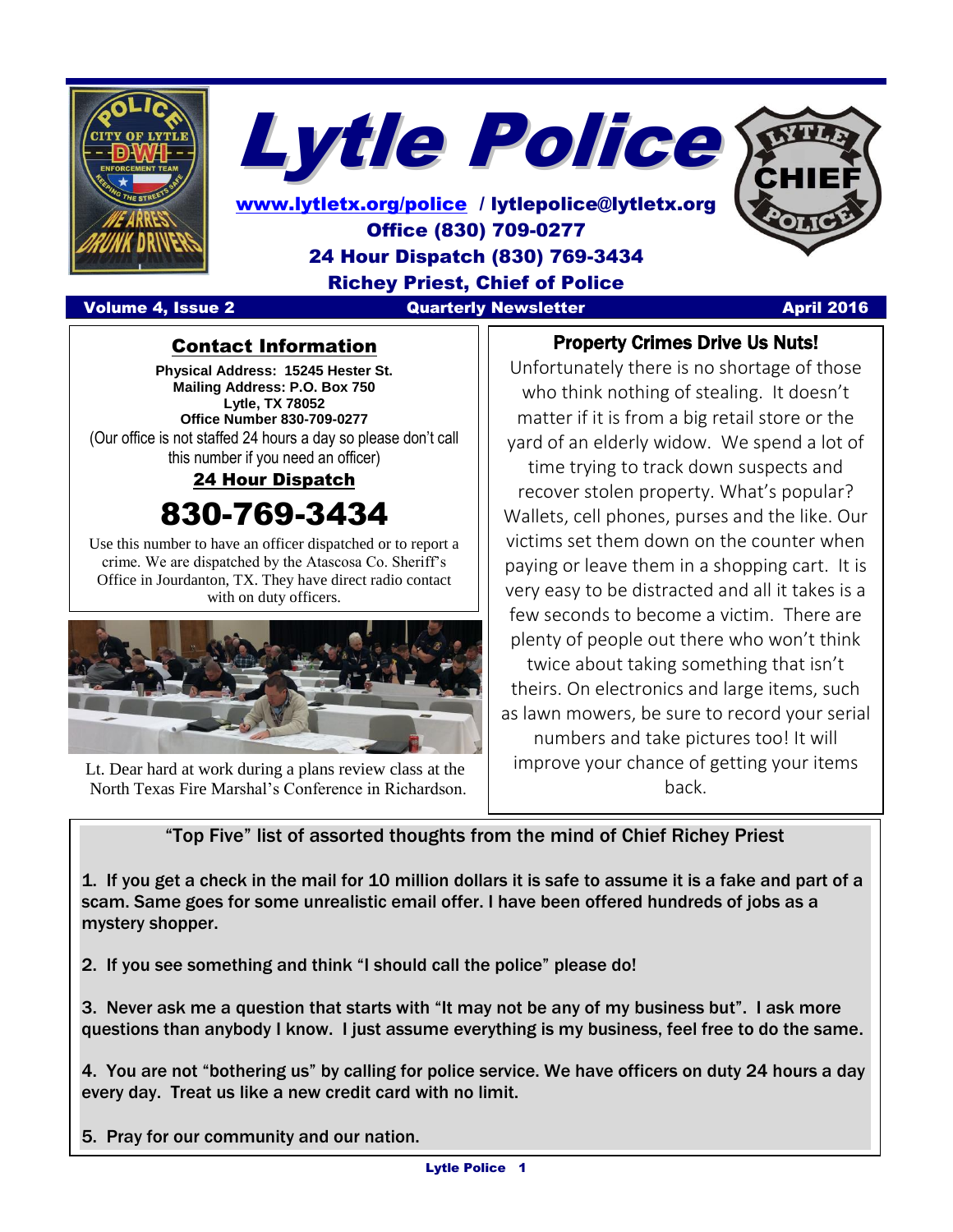# Lytle Police

www.lytletx.org/police / lytlepolice@lytletx.org
Office (830) 709-0277
24 Hour Dispatch (830) 769-3434
Richey Priest, Chief of Police

**Volume 4, Issue 2** | **Quarterly Newsletter** | **April 2016**

## Contact Information

**Physical Address: 15245 Hester St.**
**Mailing Address: P.O. Box 750**
**Lytle, TX 78052**
**Office Number 830-709-0277**
(Our office is not staffed 24 hours a day so please don't call this number if you need an officer)

### 24 Hour Dispatch

# 830-769-3434

Use this number to have an officer dispatched or to report a crime. We are dispatched by the Atascosa Co. Sheriff's Office in Jourdanton, TX. They have direct radio contact with on duty officers.

Lt. Dear hard at work during a plans review class at the North Texas Fire Marshal's Conference in Richardson.

## Property Crimes Drive Us Nuts!

Unfortunately there is no shortage of those who think nothing of stealing. It doesn't matter if it is from a big retail store or the yard of an elderly widow. We spend a lot of time trying to track down suspects and recover stolen property. What's popular? Wallets, cell phones, purses and the like. Our victims set them down on the counter when paying or leave them in a shopping cart. It is very easy to be distracted and all it takes is a few seconds to become a victim. There are plenty of people out there who won't think twice about taking something that isn't theirs. On electronics and large items, such as lawn mowers, be sure to record your serial numbers and take pictures too! It will improve your chance of getting your items back.

## "Top Five" list of assorted thoughts from the mind of Chief Richey Priest

1. If you get a check in the mail for 10 million dollars it is safe to assume it is a fake and part of a scam. Same goes for some unrealistic email offer. I have been offered hundreds of jobs as a mystery shopper.

2. If you see something and think "I should call the police" please do!

3. Never ask me a question that starts with "It may not be any of my business but". I ask more questions than anybody I know. I just assume everything is my business, feel free to do the same.

4. You are not "bothering us" by calling for police service. We have officers on duty 24 hours a day every day. Treat us like a new credit card with no limit.

5. Pray for our community and our nation.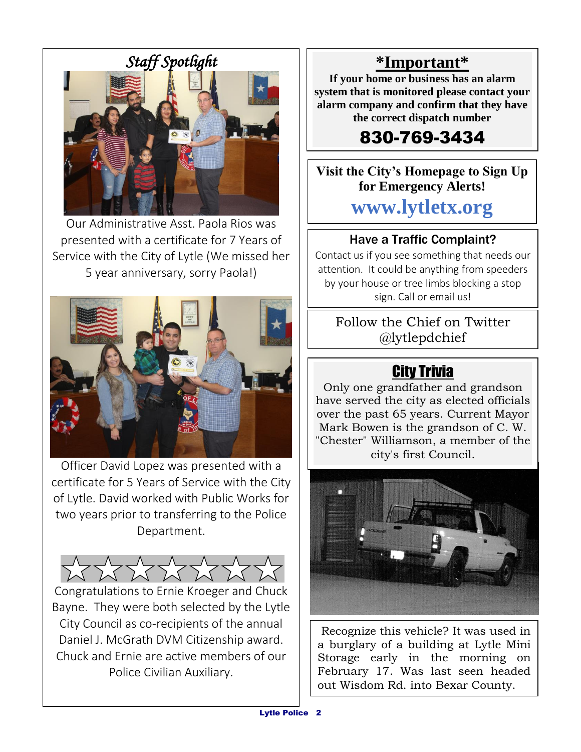## Staff Spotlight

Our Administrative Asst. Paola Rios was presented with a certificate for 7 Years of Service with the City of Lytle (We missed her 5 year anniversary, sorry Paola!)

Officer David Lopez was presented with a certificate for 5 Years of Service with the City of Lytle. David worked with Public Works for two years prior to transferring to the Police Department.

Congratulations to Ernie Kroeger and Chuck Bayne. They were both selected by the Lytle City Council as co-recipients of the annual Daniel J. McGrath DVM Citizenship award. Chuck and Ernie are active members of our Police Civilian Auxiliary.

## *Important*

**If your home or business has an alarm system that is monitored please contact your alarm company and confirm that they have the correct dispatch number**

**830-769-3434**

**Visit the City's Homepage to Sign Up for Emergency Alerts!**

**www.lytletx.org**

### Have a Traffic Complaint?

Contact us if you see something that needs our attention. It could be anything from speeders by your house or tree limbs blocking a stop sign. Call or email us!

Follow the Chief on Twitter @lytlepdchief

## City Trivia

Only one grandfather and grandson have served the city as elected officials over the past 65 years. Current Mayor Mark Bowen is the grandson of C. W. "Chester" Williamson, a member of the city's first Council.

Recognize this vehicle? It was used in a burglary of a building at Lytle Mini Storage early in the morning on February 17. Was last seen headed out Wisdom Rd. into Bexar County.